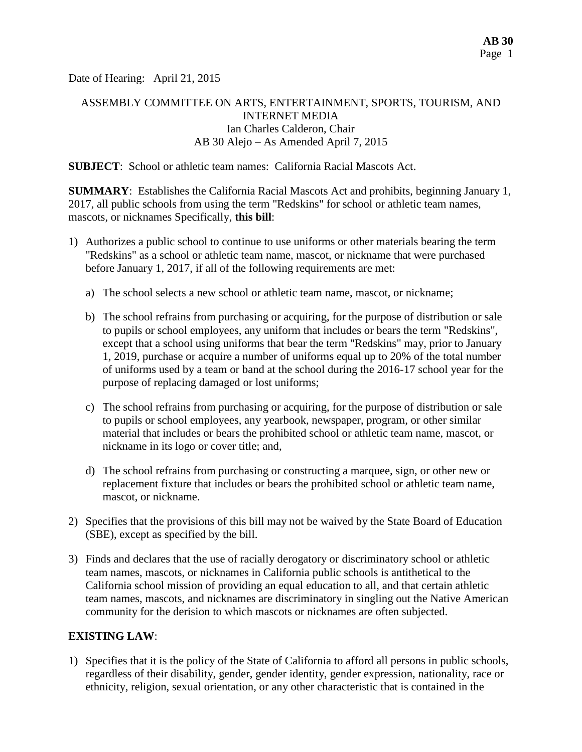Date of Hearing: April 21, 2015

ASSEMBLY COMMITTEE ON ARTS, ENTERTAINMENT, SPORTS, TOURISM, AND INTERNET MEDIA
Ian Charles Calderon, Chair
AB 30 Alejo – As Amended April 7, 2015

**SUBJECT**: School or athletic team names: California Racial Mascots Act.

**SUMMARY**: Establishes the California Racial Mascots Act and prohibits, beginning January 1, 2017, all public schools from using the term "Redskins" for school or athletic team names, mascots, or nicknames Specifically, **this bill**:

1) Authorizes a public school to continue to use uniforms or other materials bearing the term "Redskins" as a school or athletic team name, mascot, or nickname that were purchased before January 1, 2017, if all of the following requirements are met:

   a) The school selects a new school or athletic team name, mascot, or nickname;

   b) The school refrains from purchasing or acquiring, for the purpose of distribution or sale to pupils or school employees, any uniform that includes or bears the term "Redskins", except that a school using uniforms that bear the term "Redskins" may, prior to January 1, 2019, purchase or acquire a number of uniforms equal up to 20% of the total number of uniforms used by a team or band at the school during the 2016-17 school year for the purpose of replacing damaged or lost uniforms;

   c) The school refrains from purchasing or acquiring, for the purpose of distribution or sale to pupils or school employees, any yearbook, newspaper, program, or other similar material that includes or bears the prohibited school or athletic team name, mascot, or nickname in its logo or cover title; and,

   d) The school refrains from purchasing or constructing a marquee, sign, or other new or replacement fixture that includes or bears the prohibited school or athletic team name, mascot, or nickname.

2) Specifies that the provisions of this bill may not be waived by the State Board of Education (SBE), except as specified by the bill.

3) Finds and declares that the use of racially derogatory or discriminatory school or athletic team names, mascots, or nicknames in California public schools is antithetical to the California school mission of providing an equal education to all, and that certain athletic team names, mascots, and nicknames are discriminatory in singling out the Native American community for the derision to which mascots or nicknames are often subjected.

**EXISTING LAW**:

1) Specifies that it is the policy of the State of California to afford all persons in public schools, regardless of their disability, gender, gender identity, gender expression, nationality, race or ethnicity, religion, sexual orientation, or any other characteristic that is contained in the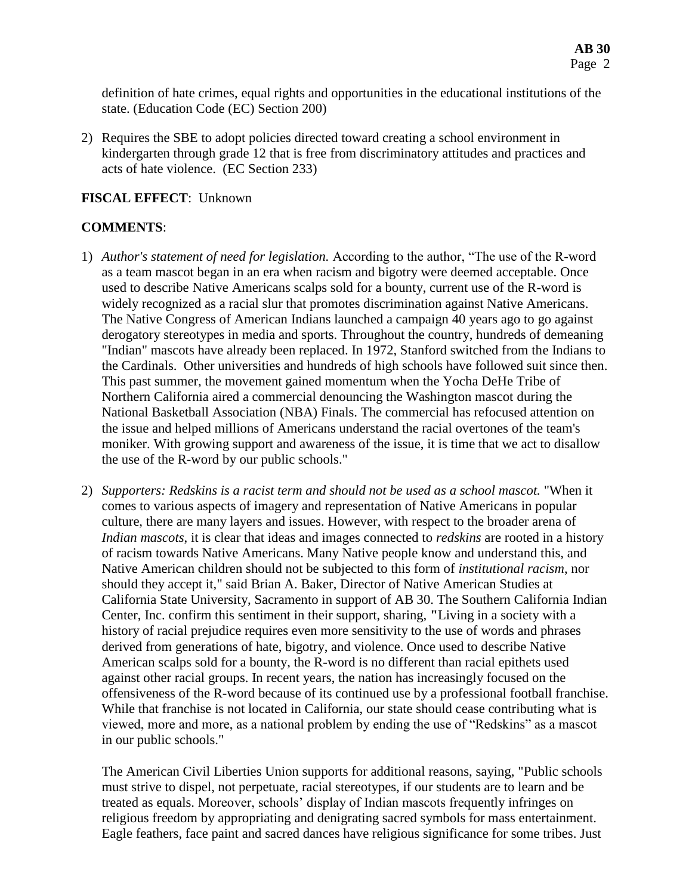definition of hate crimes, equal rights and opportunities in the educational institutions of the state. (Education Code (EC) Section 200)

2) Requires the SBE to adopt policies directed toward creating a school environment in kindergarten through grade 12 that is free from discriminatory attitudes and practices and acts of hate violence. (EC Section 233)

**FISCAL EFFECT**: Unknown

**COMMENTS**:

1) *Author's statement of need for legislation.* According to the author, "The use of the R-word as a team mascot began in an era when racism and bigotry were deemed acceptable. Once used to describe Native Americans scalps sold for a bounty, current use of the R-word is widely recognized as a racial slur that promotes discrimination against Native Americans. The Native Congress of American Indians launched a campaign 40 years ago to go against derogatory stereotypes in media and sports. Throughout the country, hundreds of demeaning "Indian" mascots have already been replaced. In 1972, Stanford switched from the Indians to the Cardinals. Other universities and hundreds of high schools have followed suit since then. This past summer, the movement gained momentum when the Yocha DeHe Tribe of Northern California aired a commercial denouncing the Washington mascot during the National Basketball Association (NBA) Finals. The commercial has refocused attention on the issue and helped millions of Americans understand the racial overtones of the team's moniker. With growing support and awareness of the issue, it is time that we act to disallow the use of the R-word by our public schools."

2) *Supporters: Redskins is a racist term and should not be used as a school mascot.* "When it comes to various aspects of imagery and representation of Native Americans in popular culture, there are many layers and issues. However, with respect to the broader arena of *Indian mascots*, it is clear that ideas and images connected to *redskins* are rooted in a history of racism towards Native Americans. Many Native people know and understand this, and Native American children should not be subjected to this form of *institutional racism*, nor should they accept it," said Brian A. Baker, Director of Native American Studies at California State University, Sacramento in support of AB 30. The Southern California Indian Center, Inc. confirm this sentiment in their support, sharing, **"**Living in a society with a history of racial prejudice requires even more sensitivity to the use of words and phrases derived from generations of hate, bigotry, and violence. Once used to describe Native American scalps sold for a bounty, the R-word is no different than racial epithets used against other racial groups. In recent years, the nation has increasingly focused on the offensiveness of the R-word because of its continued use by a professional football franchise. While that franchise is not located in California, our state should cease contributing what is viewed, more and more, as a national problem by ending the use of "Redskins" as a mascot in our public schools."

   The American Civil Liberties Union supports for additional reasons, saying, "Public schools must strive to dispel, not perpetuate, racial stereotypes, if our students are to learn and be treated as equals. Moreover, schools' display of Indian mascots frequently infringes on religious freedom by appropriating and denigrating sacred symbols for mass entertainment. Eagle feathers, face paint and sacred dances have religious significance for some tribes. Just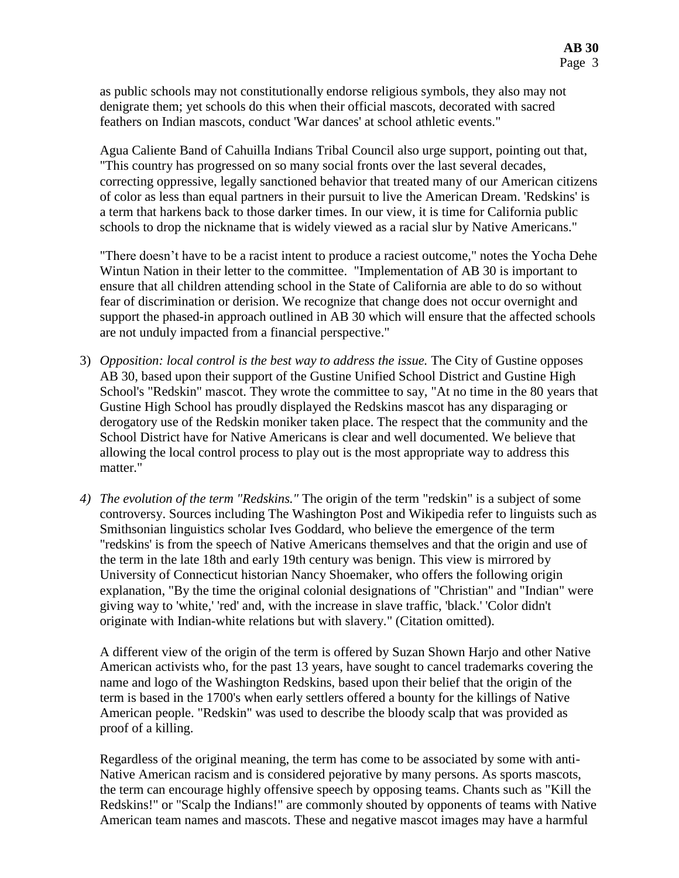as public schools may not constitutionally endorse religious symbols, they also may not denigrate them; yet schools do this when their official mascots, decorated with sacred feathers on Indian mascots, conduct 'War dances' at school athletic events."

Agua Caliente Band of Cahuilla Indians Tribal Council also urge support, pointing out that, "This country has progressed on so many social fronts over the last several decades, correcting oppressive, legally sanctioned behavior that treated many of our American citizens of color as less than equal partners in their pursuit to live the American Dream. 'Redskins' is a term that harkens back to those darker times. In our view, it is time for California public schools to drop the nickname that is widely viewed as a racial slur by Native Americans."

"There doesn't have to be a racist intent to produce a raciest outcome," notes the Yocha Dehe Wintun Nation in their letter to the committee. "Implementation of AB 30 is important to ensure that all children attending school in the State of California are able to do so without fear of discrimination or derision. We recognize that change does not occur overnight and support the phased-in approach outlined in AB 30 which will ensure that the affected schools are not unduly impacted from a financial perspective."

3) *Opposition: local control is the best way to address the issue.* The City of Gustine opposes AB 30, based upon their support of the Gustine Unified School District and Gustine High School's "Redskin" mascot. They wrote the committee to say, "At no time in the 80 years that Gustine High School has proudly displayed the Redskins mascot has any disparaging or derogatory use of the Redskin moniker taken place. The respect that the community and the School District have for Native Americans is clear and well documented. We believe that allowing the local control process to play out is the most appropriate way to address this matter."

4) *The evolution of the term "Redskins."* The origin of the term "redskin" is a subject of some controversy. Sources including The Washington Post and Wikipedia refer to linguists such as Smithsonian linguistics scholar Ives Goddard, who believe the emergence of the term "redskins' is from the speech of Native Americans themselves and that the origin and use of the term in the late 18th and early 19th century was benign. This view is mirrored by University of Connecticut historian Nancy Shoemaker, who offers the following origin explanation, "By the time the original colonial designations of "Christian" and "Indian" were giving way to 'white,' 'red' and, with the increase in slave traffic, 'black.' 'Color didn't originate with Indian-white relations but with slavery." (Citation omitted).

   A different view of the origin of the term is offered by Suzan Shown Harjo and other Native American activists who, for the past 13 years, have sought to cancel trademarks covering the name and logo of the Washington Redskins, based upon their belief that the origin of the term is based in the 1700's when early settlers offered a bounty for the killings of Native American people. "Redskin" was used to describe the bloody scalp that was provided as proof of a killing.

   Regardless of the original meaning, the term has come to be associated by some with anti-Native American racism and is considered pejorative by many persons. As sports mascots, the term can encourage highly offensive speech by opposing teams. Chants such as "Kill the Redskins!" or "Scalp the Indians!" are commonly shouted by opponents of teams with Native American team names and mascots. These and negative mascot images may have a harmful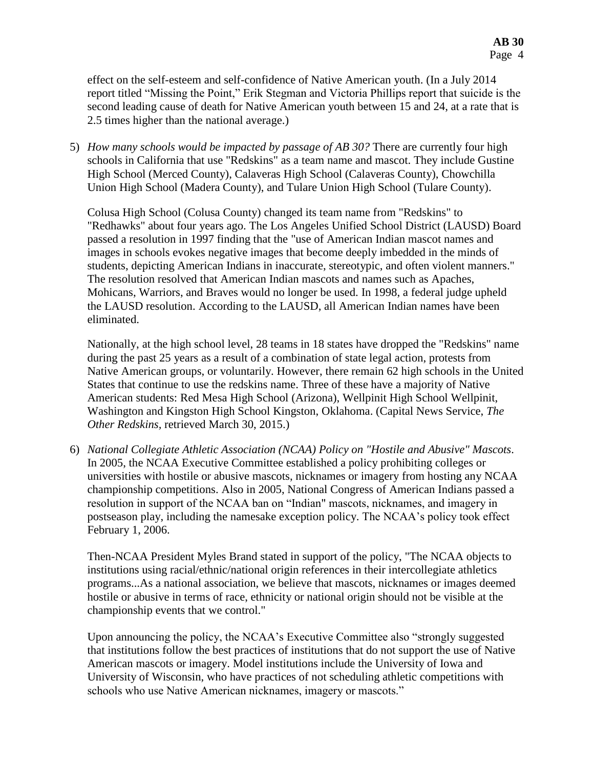effect on the self-esteem and self-confidence of Native American youth. (In a July 2014 report titled "Missing the Point," Erik Stegman and Victoria Phillips report that suicide is the second leading cause of death for Native American youth between 15 and 24, at a rate that is 2.5 times higher than the national average.)

5) *How many schools would be impacted by passage of AB 30?* There are currently four high schools in California that use "Redskins" as a team name and mascot. They include Gustine High School (Merced County), Calaveras High School (Calaveras County), Chowchilla Union High School (Madera County), and Tulare Union High School (Tulare County).

   Colusa High School (Colusa County) changed its team name from "Redskins" to "Redhawks" about four years ago. The Los Angeles Unified School District (LAUSD) Board passed a resolution in 1997 finding that the "use of American Indian mascot names and images in schools evokes negative images that become deeply imbedded in the minds of students, depicting American Indians in inaccurate, stereotypic, and often violent manners." The resolution resolved that American Indian mascots and names such as Apaches, Mohicans, Warriors, and Braves would no longer be used. In 1998, a federal judge upheld the LAUSD resolution. According to the LAUSD, all American Indian names have been eliminated.

   Nationally, at the high school level, 28 teams in 18 states have dropped the "Redskins" name during the past 25 years as a result of a combination of state legal action, protests from Native American groups, or voluntarily. However, there remain 62 high schools in the United States that continue to use the redskins name. Three of these have a majority of Native American students: Red Mesa High School (Arizona), Wellpinit High School Wellpinit, Washington and Kingston High School Kingston, Oklahoma. (Capital News Service, *The Other Redskins*, retrieved March 30, 2015.)

6) *National Collegiate Athletic Association (NCAA) Policy on "Hostile and Abusive" Mascots*. In 2005, the NCAA Executive Committee established a policy prohibiting colleges or universities with hostile or abusive mascots, nicknames or imagery from hosting any NCAA championship competitions. Also in 2005, National Congress of American Indians passed a resolution in support of the NCAA ban on "Indian" mascots, nicknames, and imagery in postseason play, including the namesake exception policy. The NCAA's policy took effect February 1, 2006.

   Then-NCAA President Myles Brand stated in support of the policy, "The NCAA objects to institutions using racial/ethnic/national origin references in their intercollegiate athletics programs...As a national association, we believe that mascots, nicknames or images deemed hostile or abusive in terms of race, ethnicity or national origin should not be visible at the championship events that we control."

   Upon announcing the policy, the NCAA's Executive Committee also "strongly suggested that institutions follow the best practices of institutions that do not support the use of Native American mascots or imagery. Model institutions include the University of Iowa and University of Wisconsin, who have practices of not scheduling athletic competitions with schools who use Native American nicknames, imagery or mascots."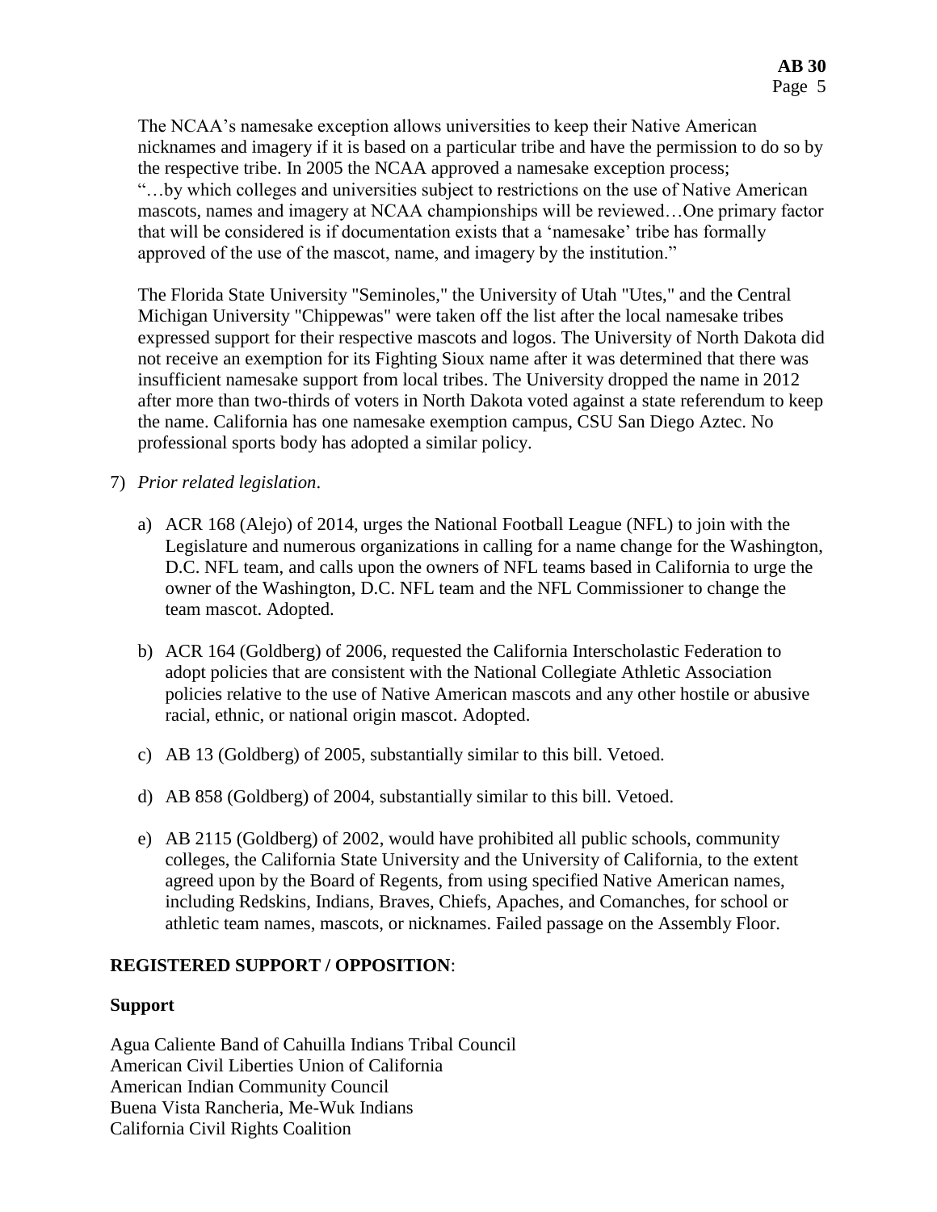The NCAA's namesake exception allows universities to keep their Native American nicknames and imagery if it is based on a particular tribe and have the permission to do so by the respective tribe. In 2005 the NCAA approved a namesake exception process; "…by which colleges and universities subject to restrictions on the use of Native American mascots, names and imagery at NCAA championships will be reviewed…One primary factor that will be considered is if documentation exists that a 'namesake' tribe has formally approved of the use of the mascot, name, and imagery by the institution."

The Florida State University "Seminoles," the University of Utah "Utes," and the Central Michigan University "Chippewas" were taken off the list after the local namesake tribes expressed support for their respective mascots and logos. The University of North Dakota did not receive an exemption for its Fighting Sioux name after it was determined that there was insufficient namesake support from local tribes. The University dropped the name in 2012 after more than two-thirds of voters in North Dakota voted against a state referendum to keep the name. California has one namesake exemption campus, CSU San Diego Aztec. No professional sports body has adopted a similar policy.

7) *Prior related legislation*.

   a) ACR 168 (Alejo) of 2014, urges the National Football League (NFL) to join with the Legislature and numerous organizations in calling for a name change for the Washington, D.C. NFL team, and calls upon the owners of NFL teams based in California to urge the owner of the Washington, D.C. NFL team and the NFL Commissioner to change the team mascot. Adopted.

   b) ACR 164 (Goldberg) of 2006, requested the California Interscholastic Federation to adopt policies that are consistent with the National Collegiate Athletic Association policies relative to the use of Native American mascots and any other hostile or abusive racial, ethnic, or national origin mascot. Adopted.

   c) AB 13 (Goldberg) of 2005, substantially similar to this bill. Vetoed.

   d) AB 858 (Goldberg) of 2004, substantially similar to this bill. Vetoed.

   e) AB 2115 (Goldberg) of 2002, would have prohibited all public schools, community colleges, the California State University and the University of California, to the extent agreed upon by the Board of Regents, from using specified Native American names, including Redskins, Indians, Braves, Chiefs, Apaches, and Comanches, for school or athletic team names, mascots, or nicknames. Failed passage on the Assembly Floor.

**REGISTERED SUPPORT / OPPOSITION**:

**Support**

Agua Caliente Band of Cahuilla Indians Tribal Council
American Civil Liberties Union of California
American Indian Community Council
Buena Vista Rancheria, Me-Wuk Indians
California Civil Rights Coalition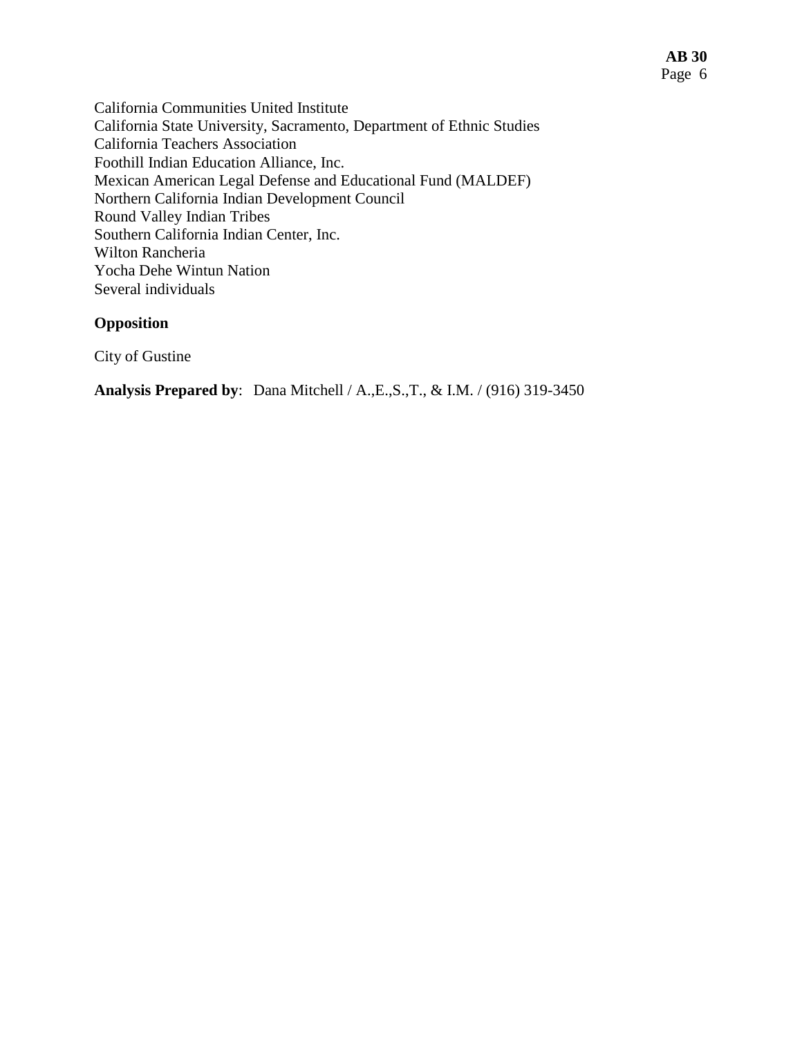California Communities United Institute
California State University, Sacramento, Department of Ethnic Studies
California Teachers Association
Foothill Indian Education Alliance, Inc.
Mexican American Legal Defense and Educational Fund (MALDEF)
Northern California Indian Development Council
Round Valley Indian Tribes
Southern California Indian Center, Inc.
Wilton Rancheria
Yocha Dehe Wintun Nation
Several individuals

**Opposition**

City of Gustine

**Analysis Prepared by**: Dana Mitchell / A.,E.,S.,T., & I.M. / (916) 319-3450